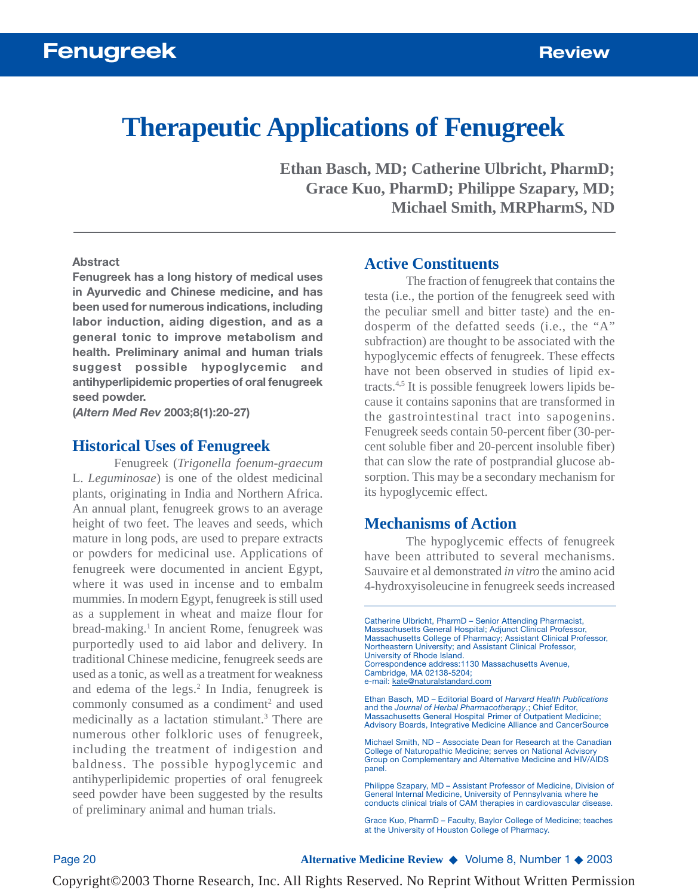# Therapeutic Applications of Fenugreek

**Ethan Basch, MD; Catherine Ulbricht, PharmD; Grace Kuo, PharmD; Philippe Szapary, MD; Michael Smith, MRPharmS, ND**

**Abstract**

**Fenugreek has a long history of medical uses in Ayurvedic and Chinese medicine, and has been used for numerous indications, including labor induction, aiding digestion, and as a general tonic to improve metabolism and health. Preliminary animal and human trials suggest possible hypoglycemic and antihyperlipidemic properties of oral fenugreek seed powder.**
**(*Altern Med Rev* 2003;8(1):20-27)**

## Historical Uses of Fenugreek

Fenugreek (*Trigonella foenum-graecum* L. *Leguminosae*) is one of the oldest medicinal plants, originating in India and Northern Africa. An annual plant, fenugreek grows to an average height of two feet. The leaves and seeds, which mature in long pods, are used to prepare extracts or powders for medicinal use. Applications of fenugreek were documented in ancient Egypt, where it was used in incense and to embalm mummies. In modern Egypt, fenugreek is still used as a supplement in wheat and maize flour for bread-making.[1] In ancient Rome, fenugreek was purportedly used to aid labor and delivery. In traditional Chinese medicine, fenugreek seeds are used as a tonic, as well as a treatment for weakness and edema of the legs.[2] In India, fenugreek is commonly consumed as a condiment[2] and used medicinally as a lactation stimulant.[3] There are numerous other folkloric uses of fenugreek, including the treatment of indigestion and baldness. The possible hypoglycemic and antihyperlipidemic properties of oral fenugreek seed powder have been suggested by the results of preliminary animal and human trials.

## Active Constituents

The fraction of fenugreek that contains the testa (i.e., the portion of the fenugreek seed with the peculiar smell and bitter taste) and the endosperm of the defatted seeds (i.e., the "A" subfraction) are thought to be associated with the hypoglycemic effects of fenugreek. These effects have not been observed in studies of lipid extracts.[4,5] It is possible fenugreek lowers lipids because it contains saponins that are transformed in the gastrointestinal tract into sapogenins. Fenugreek seeds contain 50-percent fiber (30-percent soluble fiber and 20-percent insoluble fiber) that can slow the rate of postprandial glucose absorption. This may be a secondary mechanism for its hypoglycemic effect.

## Mechanisms of Action

The hypoglycemic effects of fenugreek have been attributed to several mechanisms. Sauvaire et al demonstrated *in vitro* the amino acid 4-hydroxyisoleucine in fenugreek seeds increased

---

Catherine Ulbricht, PharmD – Senior Attending Pharmacist, Massachusetts General Hospital; Adjunct Clinical Professor, Massachusetts College of Pharmacy; Assistant Clinical Professor, Northeastern University; and Assistant Clinical Professor, University of Rhode Island.
Correspondence address:1130 Massachusetts Avenue, Cambridge, MA 02138-5204;
e-mail: kate@naturalstandard.com

Ethan Basch, MD – Editorial Board of *Harvard Health Publications* and the *Journal of Herbal Pharmacotherapy*,; Chief Editor, Massachusetts General Hospital Primer of Outpatient Medicine; Advisory Boards, Integrative Medicine Alliance and CancerSource

Michael Smith, ND – Associate Dean for Research at the Canadian College of Naturopathic Medicine; serves on National Advisory Group on Complementary and Alternative Medicine and HIV/AIDS panel.

Philippe Szapary, MD – Assistant Professor of Medicine, Division of General Internal Medicine, University of Pennsylvania where he conducts clinical trials of CAM therapies in cardiovascular disease.

Grace Kuo, PharmD – Faculty, Baylor College of Medicine; teaches at the University of Houston College of Pharmacy.

Copyright©2003 Thorne Research, Inc. All Rights Reserved. No Reprint Without Written Permission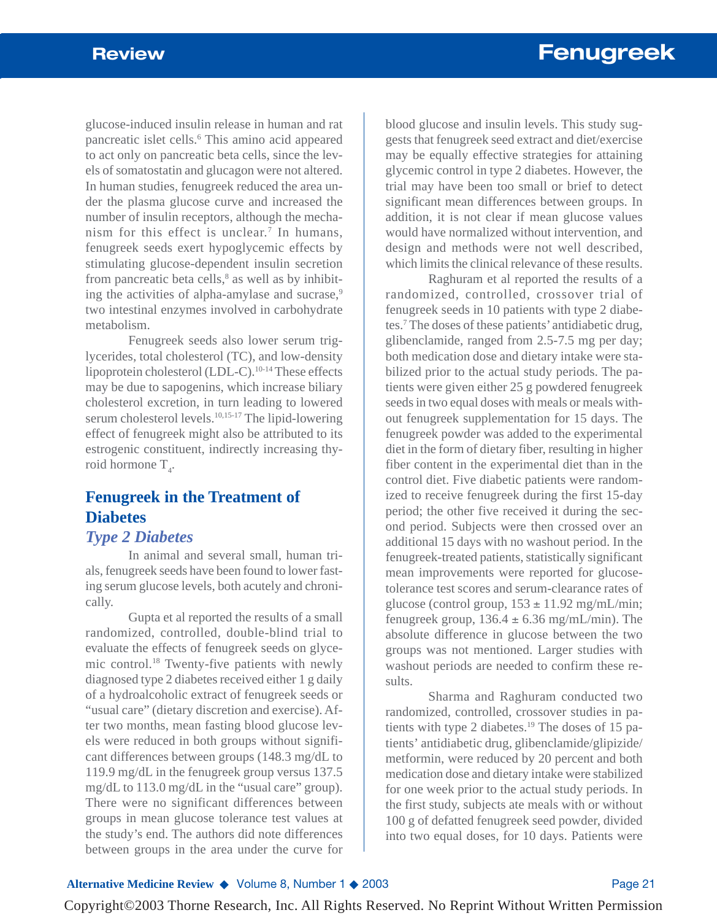glucose-induced insulin release in human and rat pancreatic islet cells.[6] This amino acid appeared to act only on pancreatic beta cells, since the levels of somatostatin and glucagon were not altered. In human studies, fenugreek reduced the area under the plasma glucose curve and increased the number of insulin receptors, although the mechanism for this effect is unclear.[7] In humans, fenugreek seeds exert hypoglycemic effects by stimulating glucose-dependent insulin secretion from pancreatic beta cells,[8] as well as by inhibiting the activities of alpha-amylase and sucrase,[9] two intestinal enzymes involved in carbohydrate metabolism.

Fenugreek seeds also lower serum triglycerides, total cholesterol (TC), and low-density lipoprotein cholesterol (LDL-C).[10-14] These effects may be due to sapogenins, which increase biliary cholesterol excretion, in turn leading to lowered serum cholesterol levels.[10,15-17] The lipid-lowering effect of fenugreek might also be attributed to its estrogenic constituent, indirectly increasing thyroid hormone $T_4$.

## Fenugreek in the Treatment of Diabetes

### *Type 2 Diabetes*

In animal and several small, human trials, fenugreek seeds have been found to lower fasting serum glucose levels, both acutely and chronically.

Gupta et al reported the results of a small randomized, controlled, double-blind trial to evaluate the effects of fenugreek seeds on glycemic control.[18] Twenty-five patients with newly diagnosed type 2 diabetes received either 1 g daily of a hydroalcoholic extract of fenugreek seeds or "usual care" (dietary discretion and exercise). After two months, mean fasting blood glucose levels were reduced in both groups without significant differences between groups (148.3 mg/dL to 119.9 mg/dL in the fenugreek group versus 137.5 mg/dL to 113.0 mg/dL in the "usual care" group). There were no significant differences between groups in mean glucose tolerance test values at the study's end. The authors did note differences between groups in the area under the curve for blood glucose and insulin levels. This study suggests that fenugreek seed extract and diet/exercise may be equally effective strategies for attaining glycemic control in type 2 diabetes. However, the trial may have been too small or brief to detect significant mean differences between groups. In addition, it is not clear if mean glucose values would have normalized without intervention, and design and methods were not well described, which limits the clinical relevance of these results.

Raghuram et al reported the results of a randomized, controlled, crossover trial of fenugreek seeds in 10 patients with type 2 diabetes.[7] The doses of these patients' antidiabetic drug, glibenclamide, ranged from 2.5-7.5 mg per day; both medication dose and dietary intake were stabilized prior to the actual study periods. The patients were given either 25 g powdered fenugreek seeds in two equal doses with meals or meals without fenugreek supplementation for 15 days. The fenugreek powder was added to the experimental diet in the form of dietary fiber, resulting in higher fiber content in the experimental diet than in the control diet. Five diabetic patients were randomized to receive fenugreek during the first 15-day period; the other five received it during the second period. Subjects were then crossed over an additional 15 days with no washout period. In the fenugreek-treated patients, statistically significant mean improvements were reported for glucose-tolerance test scores and serum-clearance rates of glucose (control group, 153 ± 11.92 mg/mL/min; fenugreek group, 136.4 ± 6.36 mg/mL/min). The absolute difference in glucose between the two groups was not mentioned. Larger studies with washout periods are needed to confirm these results.

Sharma and Raghuram conducted two randomized, controlled, crossover studies in patients with type 2 diabetes.[19] The doses of 15 patients' antidiabetic drug, glibenclamide/glipizide/metformin, were reduced by 20 percent and both medication dose and dietary intake were stabilized for one week prior to the actual study periods. In the first study, subjects ate meals with or without 100 g of defatted fenugreek seed powder, divided into two equal doses, for 10 days. Patients were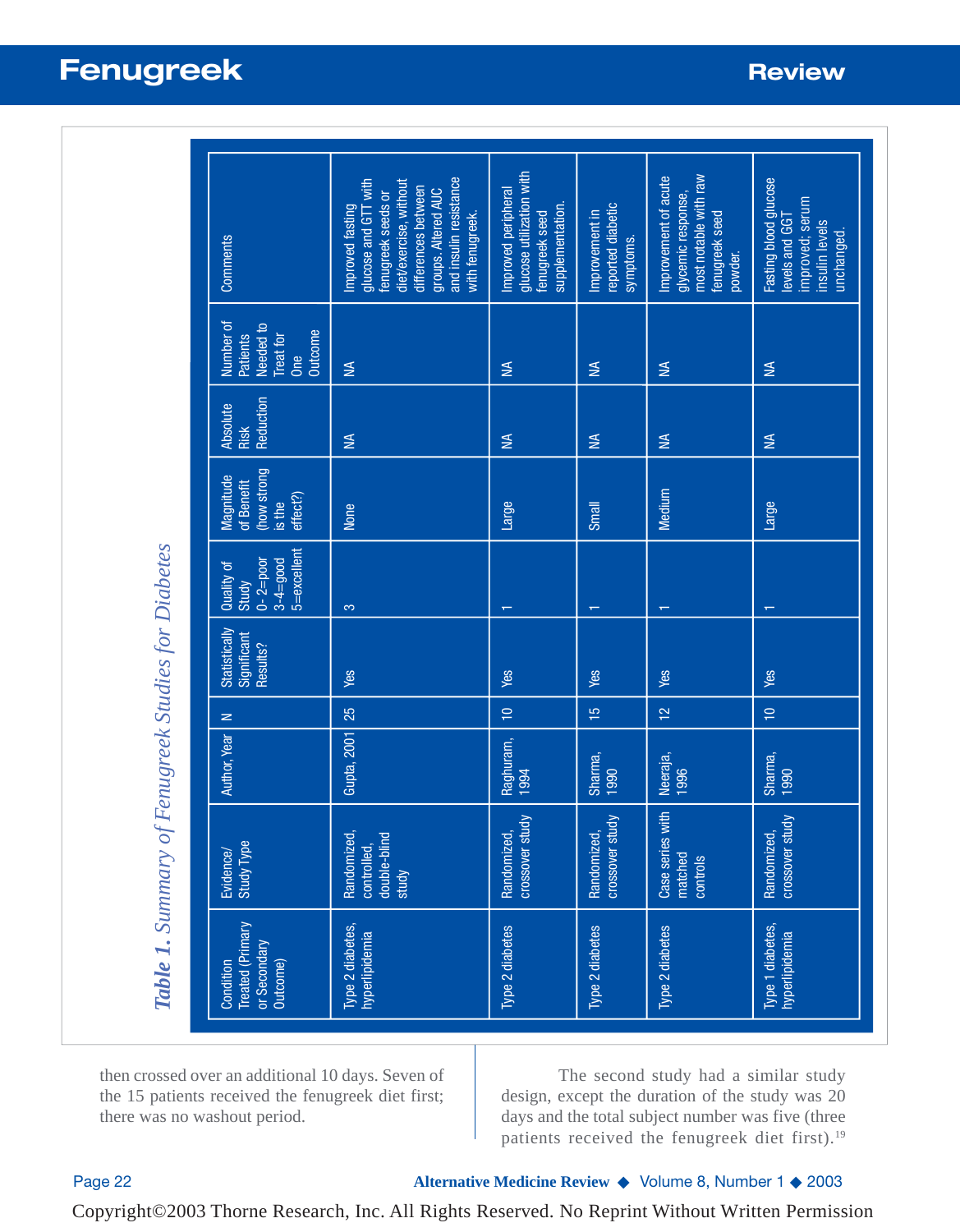*Table 1. Summary of Fenugreek Studies for Diabetes*

| Condition Treated (Primary or Secondary Outcome) | Evidence/ Study Type | Author, Year | N | Statistically Significant Results? | Quality of Study 0- 2=poor 3-4=good 5=excellent | Magnitude of Benefit (how strong is the effect?) | Absolute Risk Reduction | Number of Patients Needed to Treat for One Outcome | Comments |
|---|---|---|---|---|---|---|---|---|---|
| Type 2 diabetes, hyperlipidemia | Randomized, controlled, double-blind study | Gupta, 2001 | 25 | Yes | 3 | None | NA | NA | Improved fasting glucose and GTT with fenugreek seeds or diet/exercise, without differences between groups. Altered AUC and insulin resistance with fenugreek. |
| Type 2 diabetes | Randomized, crossover study | Raghuram, 1994 | 10 | Yes | 1 | Large | NA | NA | Improved peripheral glucose utilization with fenugreek seed supplementation. |
| Type 2 diabetes | Randomized, crossover study | Sharma, 1990 | 15 | Yes | 1 | Small | NA | NA | Improvement in reported diabetic symptoms. |
| Type 2 diabetes | Case series with matched controls | Neeraja, 1996 | 12 | Yes | 1 | Medium | NA | NA | Improvement of acute glycemic response, most notable with raw fenugreek seed powder. |
| Type 1 diabetes, hyperlipidemia | Randomized, crossover study | Sharma, 1990 | 10 | Yes | 1 | Large | NA | NA | Fasting blood glucose levels and GGT improved; serum insulin levels unchanged. |

then crossed over an additional 10 days. Seven of the 15 patients received the fenugreek diet first; there was no washout period.

The second study had a similar study design, except the duration of the study was 20 days and the total subject number was five (three patients received the fenugreek diet first).[19]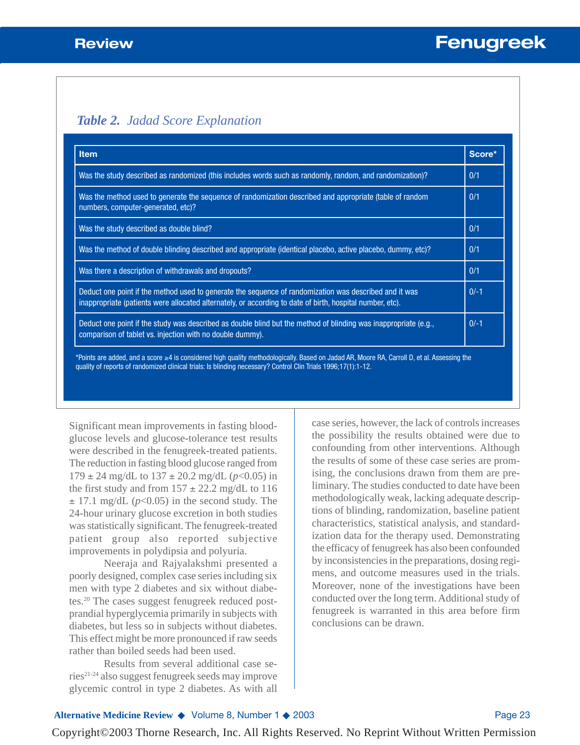### *Table 2. Jadad Score Explanation*

| Item | Score* |
|---|---|
| Was the study described as randomized (this includes words such as randomly, random, and randomization)? | 0/1 |
| Was the method used to generate the sequence of randomization described and appropriate (table of random numbers, computer-generated, etc)? | 0/1 |
| Was the study described as double blind? | 0/1 |
| Was the method of double blinding described and appropriate (identical placebo, active placebo, dummy, etc)? | 0/1 |
| Was there a description of withdrawals and dropouts? | 0/1 |
| Deduct one point if the method used to generate the sequence of randomization was described and it was inappropriate (patients were allocated alternately, or according to date of birth, hospital number, etc). | 0/-1 |
| Deduct one point if the study was described as double blind but the method of blinding was inappropriate (e.g., comparison of tablet vs. injection with no double dummy). | 0/-1 |

*Points are added, and a score ≥4 is considered high quality methodologically. Based on Jadad AR, Moore RA, Carroll D, et al. Assessing the quality of reports of randomized clinical trials: Is blinding necessary? Control Clin Trials 1996;17(1):1-12.

Significant mean improvements in fasting blood-glucose levels and glucose-tolerance test results were described in the fenugreek-treated patients. The reduction in fasting blood glucose ranged from 179 ± 24 mg/dL to 137 ± 20.2 mg/dL ($p<0.05$) in the first study and from 157 ± 22.2 mg/dL to 116 ± 17.1 mg/dL ($p<0.05$) in the second study. The 24-hour urinary glucose excretion in both studies was statistically significant. The fenugreek-treated patient group also reported subjective improvements in polydipsia and polyuria.

Neeraja and Rajyalakshmi presented a poorly designed, complex case series including six men with type 2 diabetes and six without diabetes.[20] The cases suggest fenugreek reduced postprandial hyperglycemia primarily in subjects with diabetes, but less so in subjects without diabetes. This effect might be more pronounced if raw seeds rather than boiled seeds had been used.

Results from several additional case series[21-24] also suggest fenugreek seeds may improve glycemic control in type 2 diabetes. As with all case series, however, the lack of controls increases the possibility the results obtained were due to confounding from other interventions. Although the results of some of these case series are promising, the conclusions drawn from them are preliminary. The studies conducted to date have been methodologically weak, lacking adequate descriptions of blinding, randomization, baseline patient characteristics, statistical analysis, and standardization data for the therapy used. Demonstrating the efficacy of fenugreek has also been confounded by inconsistencies in the preparations, dosing regimens, and outcome measures used in the trials. Moreover, none of the investigations have been conducted over the long term. Additional study of fenugreek is warranted in this area before firm conclusions can be drawn.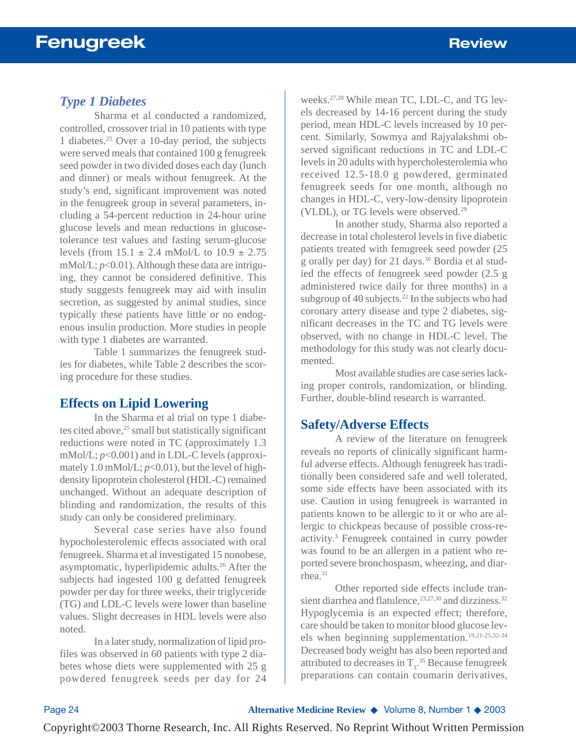### *Type 1 Diabetes*

Sharma et al conducted a randomized, controlled, crossover trial in 10 patients with type 1 diabetes.[25] Over a 10-day period, the subjects were served meals that contained 100 g fenugreek seed powder in two divided doses each day (lunch and dinner) or meals without fenugreek. At the study's end, significant improvement was noted in the fenugreek group in several parameters, including a 54-percent reduction in 24-hour urine glucose levels and mean reductions in glucose-tolerance test values and fasting serum-glucose levels (from 15.1 ± 2.4 mMol/L to 10.9 ± 2.75 mMol/L; $p<0.01$). Although these data are intriguing, they cannot be considered definitive. This study suggests fenugreek may aid with insulin secretion, as suggested by animal studies, since typically these patients have little or no endogenous insulin production. More studies in people with type 1 diabetes are warranted.

Table 1 summarizes the fenugreek studies for diabetes, while Table 2 describes the scoring procedure for these studies.

## Effects on Lipid Lowering

In the Sharma et al trial on type 1 diabetes cited above,[25] small but statistically significant reductions were noted in TC (approximately 1.3 mMol/L; $p<0.001$) and in LDL-C levels (approximately 1.0 mMol/L; $p<0.01$), but the level of high-density lipoprotein cholesterol (HDL-C) remained unchanged. Without an adequate description of blinding and randomization, the results of this study can only be considered preliminary.

Several case series have also found hypocholesterolemic effects associated with oral fenugreek. Sharma et al investigated 15 nonobese, asymptomatic, hyperlipidemic adults.[26] After the subjects had ingested 100 g defatted fenugreek powder per day for three weeks, their triglyceride (TG) and LDL-C levels were lower than baseline values. Slight decreases in HDL levels were also noted.

In a later study, normalization of lipid profiles was observed in 60 patients with type 2 diabetes whose diets were supplemented with 25 g powdered fenugreek seeds per day for 24 weeks.[27,28] While mean TC, LDL-C, and TG levels decreased by 14-16 percent during the study period, mean HDL-C levels increased by 10 percent. Similarly, Sowmya and Rajyalakshmi observed significant reductions in TC and LDL-C levels in 20 adults with hypercholesterolemia who received 12.5-18.0 g powdered, germinated fenugreek seeds for one month, although no changes in HDL-C, very-low-density lipoprotein (VLDL), or TG levels were observed.[29]

In another study, Sharma also reported a decrease in total cholesterol levels in five diabetic patients treated with fenugreek seed powder (25 g orally per day) for 21 days.[30] Bordia et al studied the effects of fenugreek seed powder (2.5 g administered twice daily for three months) in a subgroup of 40 subjects.[22] In the subjects who had coronary artery disease and type 2 diabetes, significant decreases in the TC and TG levels were observed, with no change in HDL-C level. The methodology for this study was not clearly documented.

Most available studies are case series lacking proper controls, randomization, or blinding. Further, double-blind research is warranted.

## Safety/Adverse Effects

A review of the literature on fenugreek reveals no reports of clinically significant harmful adverse effects. Although fenugreek has traditionally been considered safe and well tolerated, some side effects have been associated with its use. Caution in using fenugreek is warranted in patients known to be allergic to it or who are allergic to chickpeas because of possible cross-reactivity.[3] Fenugreek contained in curry powder was found to be an allergen in a patient who reported severe bronchospasm, wheezing, and diarrhea.[31]

Other reported side effects include transient diarrhea and flatulence,[23,27,30] and dizziness.[32] Hypoglycemia is an expected effect; therefore, care should be taken to monitor blood glucose levels when beginning supplementation.[19,21-25,32-34] Decreased body weight has also been reported and attributed to decreases in $T_3$.[35] Because fenugreek preparations can contain coumarin derivatives,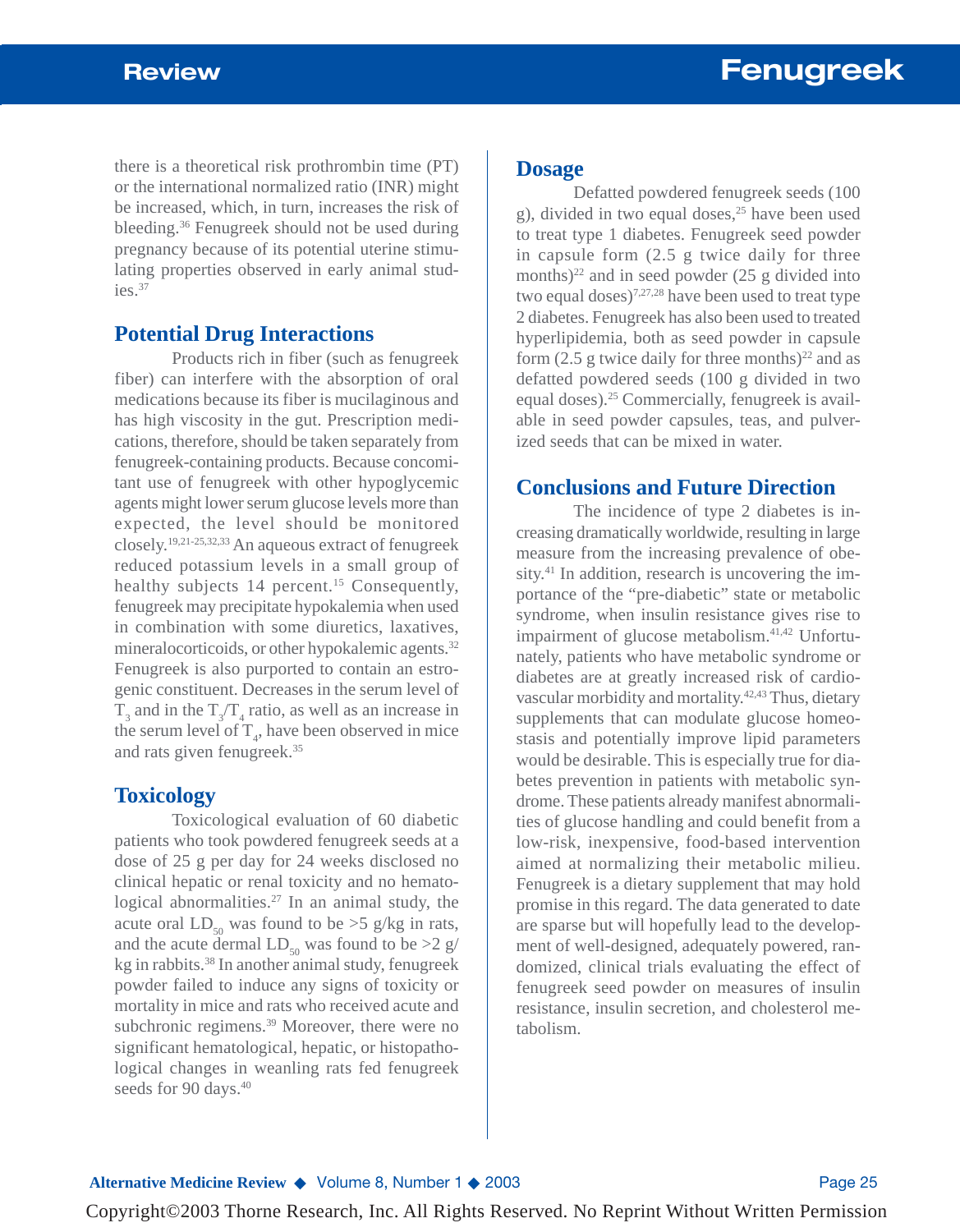there is a theoretical risk prothrombin time (PT) or the international normalized ratio (INR) might be increased, which, in turn, increases the risk of bleeding.[36] Fenugreek should not be used during pregnancy because of its potential uterine stimulating properties observed in early animal studies.[37]

## Potential Drug Interactions

Products rich in fiber (such as fenugreek fiber) can interfere with the absorption of oral medications because its fiber is mucilaginous and has high viscosity in the gut. Prescription medications, therefore, should be taken separately from fenugreek-containing products. Because concomitant use of fenugreek with other hypoglycemic agents might lower serum glucose levels more than expected, the level should be monitored closely.[19,21-25,32,33] An aqueous extract of fenugreek reduced potassium levels in a small group of healthy subjects 14 percent.[15] Consequently, fenugreek may precipitate hypokalemia when used in combination with some diuretics, laxatives, mineralocorticoids, or other hypokalemic agents.[32] Fenugreek is also purported to contain an estrogenic constituent. Decreases in the serum level of $T_3$ and in the $T_3/T_4$ ratio, as well as an increase in the serum level of $T_4$, have been observed in mice and rats given fenugreek.[35]

## Toxicology

Toxicological evaluation of 60 diabetic patients who took powdered fenugreek seeds at a dose of 25 g per day for 24 weeks disclosed no clinical hepatic or renal toxicity and no hematological abnormalities.[27] In an animal study, the acute oral $LD_{50}$ was found to be >5 g/kg in rats, and the acute dermal $LD_{50}$ was found to be >2 g/kg in rabbits.[38] In another animal study, fenugreek powder failed to induce any signs of toxicity or mortality in mice and rats who received acute and subchronic regimens.[39] Moreover, there were no significant hematological, hepatic, or histopathological changes in weanling rats fed fenugreek seeds for 90 days.[40]

## Dosage

Defatted powdered fenugreek seeds (100 g), divided in two equal doses,[25] have been used to treat type 1 diabetes. Fenugreek seed powder in capsule form (2.5 g twice daily for three months)[22] and in seed powder (25 g divided into two equal doses)[7,27,28] have been used to treat type 2 diabetes. Fenugreek has also been used to treated hyperlipidemia, both as seed powder in capsule form (2.5 g twice daily for three months)[22] and as defatted powdered seeds (100 g divided in two equal doses).[25] Commercially, fenugreek is available in seed powder capsules, teas, and pulverized seeds that can be mixed in water.

## Conclusions and Future Direction

The incidence of type 2 diabetes is increasing dramatically worldwide, resulting in large measure from the increasing prevalence of obesity.[41] In addition, research is uncovering the importance of the "pre-diabetic" state or metabolic syndrome, when insulin resistance gives rise to impairment of glucose metabolism.[41,42] Unfortunately, patients who have metabolic syndrome or diabetes are at greatly increased risk of cardiovascular morbidity and mortality.[42,43] Thus, dietary supplements that can modulate glucose homeostasis and potentially improve lipid parameters would be desirable. This is especially true for diabetes prevention in patients with metabolic syndrome. These patients already manifest abnormalities of glucose handling and could benefit from a low-risk, inexpensive, food-based intervention aimed at normalizing their metabolic milieu. Fenugreek is a dietary supplement that may hold promise in this regard. The data generated to date are sparse but will hopefully lead to the development of well-designed, adequately powered, randomized, clinical trials evaluating the effect of fenugreek seed powder on measures of insulin resistance, insulin secretion, and cholesterol metabolism.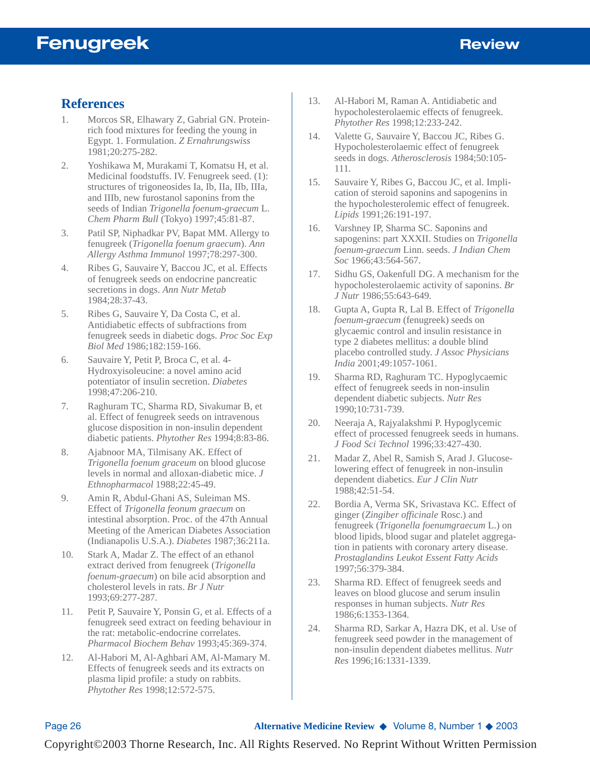## References

1. Morcos SR, Elhawary Z, Gabrial GN. Protein-rich food mixtures for feeding the young in Egypt. 1. Formulation. *Z Ernahrungswiss* 1981;20:275-282.
2. Yoshikawa M, Murakami T, Komatsu H, et al. Medicinal foodstuffs. IV. Fenugreek seed. (1): structures of trigoneosides Ia, Ib, IIa, IIb, IIIa, and IIIb, new furostanol saponins from the seeds of Indian *Trigonella foenum-graecum* L. *Chem Pharm Bull* (Tokyo) 1997;45:81-87.
3. Patil SP, Niphadkar PV, Bapat MM. Allergy to fenugreek (*Trigonella foenum graecum*). *Ann Allergy Asthma Immunol* 1997;78:297-300.
4. Ribes G, Sauvaire Y, Baccou JC, et al. Effects of fenugreek seeds on endocrine pancreatic secretions in dogs. *Ann Nutr Metab* 1984;28:37-43.
5. Ribes G, Sauvaire Y, Da Costa C, et al. Antidiabetic effects of subfractions from fenugreek seeds in diabetic dogs. *Proc Soc Exp Biol Med* 1986;182:159-166.
6. Sauvaire Y, Petit P, Broca C, et al. 4-Hydroxyisoleucine: a novel amino acid potentiator of insulin secretion. *Diabetes* 1998;47:206-210.
7. Raghuram TC, Sharma RD, Sivakumar B, et al. Effect of fenugreek seeds on intravenous glucose disposition in non-insulin dependent diabetic patients. *Phytother Res* 1994;8:83-86.
8. Ajabnoor MA, Tilmisany AK. Effect of *Trigonella foenum graceum* on blood glucose levels in normal and alloxan-diabetic mice. *J Ethnopharmacol* 1988;22:45-49.
9. Amin R, Abdul-Ghani AS, Suleiman MS. Effect of *Trigonella feonum graecum* on intestinal absorption. Proc. of the 47th Annual Meeting of the American Diabetes Association (Indianapolis U.S.A.). *Diabetes* 1987;36:211a.
10. Stark A, Madar Z. The effect of an ethanol extract derived from fenugreek (*Trigonella foenum-graecum*) on bile acid absorption and cholesterol levels in rats. *Br J Nutr* 1993;69:277-287.
11. Petit P, Sauvaire Y, Ponsin G, et al. Effects of a fenugreek seed extract on feeding behaviour in the rat: metabolic-endocrine correlates. *Pharmacol Biochem Behav* 1993;45:369-374.
12. Al-Habori M, Al-Aghbari AM, Al-Mamary M. Effects of fenugreek seeds and its extracts on plasma lipid profile: a study on rabbits. *Phytother Res* 1998;12:572-575.
13. Al-Habori M, Raman A. Antidiabetic and hypocholesterolaemic effects of fenugreek. *Phytother Res* 1998;12:233-242.
14. Valette G, Sauvaire Y, Baccou JC, Ribes G. Hypocholesterolaemic effect of fenugreek seeds in dogs. *Atherosclerosis* 1984;50:105-111.
15. Sauvaire Y, Ribes G, Baccou JC, et al. Implication of steroid saponins and sapogenins in the hypocholesterolemic effect of fenugreek. *Lipids* 1991;26:191-197.
16. Varshney IP, Sharma SC. Saponins and sapogenins: part XXXII. Studies on *Trigonella foenum-graecum* Linn. seeds. *J Indian Chem Soc* 1966;43:564-567.
17. Sidhu GS, Oakenfull DG. A mechanism for the hypocholesterolaemic activity of saponins. *Br J Nutr* 1986;55:643-649.
18. Gupta A, Gupta R, Lal B. Effect of *Trigonella foenum-graecum* (fenugreek) seeds on glycaemic control and insulin resistance in type 2 diabetes mellitus: a double blind placebo controlled study. *J Assoc Physicians India* 2001;49:1057-1061.
19. Sharma RD, Raghuram TC. Hypoglycaemic effect of fenugreek seeds in non-insulin dependent diabetic subjects. *Nutr Res* 1990;10:731-739.
20. Neeraja A, Rajyalakshmi P. Hypoglycemic effect of processed fenugreek seeds in humans. *J Food Sci Technol* 1996;33:427-430.
21. Madar Z, Abel R, Samish S, Arad J. Glucose-lowering effect of fenugreek in non-insulin dependent diabetics. *Eur J Clin Nutr* 1988;42:51-54.
22. Bordia A, Verma SK, Srivastava KC. Effect of ginger (*Zingiber officinale* Rosc.) and fenugreek (*Trigonella foenumgraecum* L.) on blood lipids, blood sugar and platelet aggregation in patients with coronary artery disease. *Prostaglandins Leukot Essent Fatty Acids* 1997;56:379-384.
23. Sharma RD. Effect of fenugreek seeds and leaves on blood glucose and serum insulin responses in human subjects. *Nutr Res* 1986;6:1353-1364.
24. Sharma RD, Sarkar A, Hazra DK, et al. Use of fenugreek seed powder in the management of non-insulin dependent diabetes mellitus. *Nutr Res* 1996;16:1331-1339.

Copyright©2003 Thorne Research, Inc. All Rights Reserved. No Reprint Without Written Permission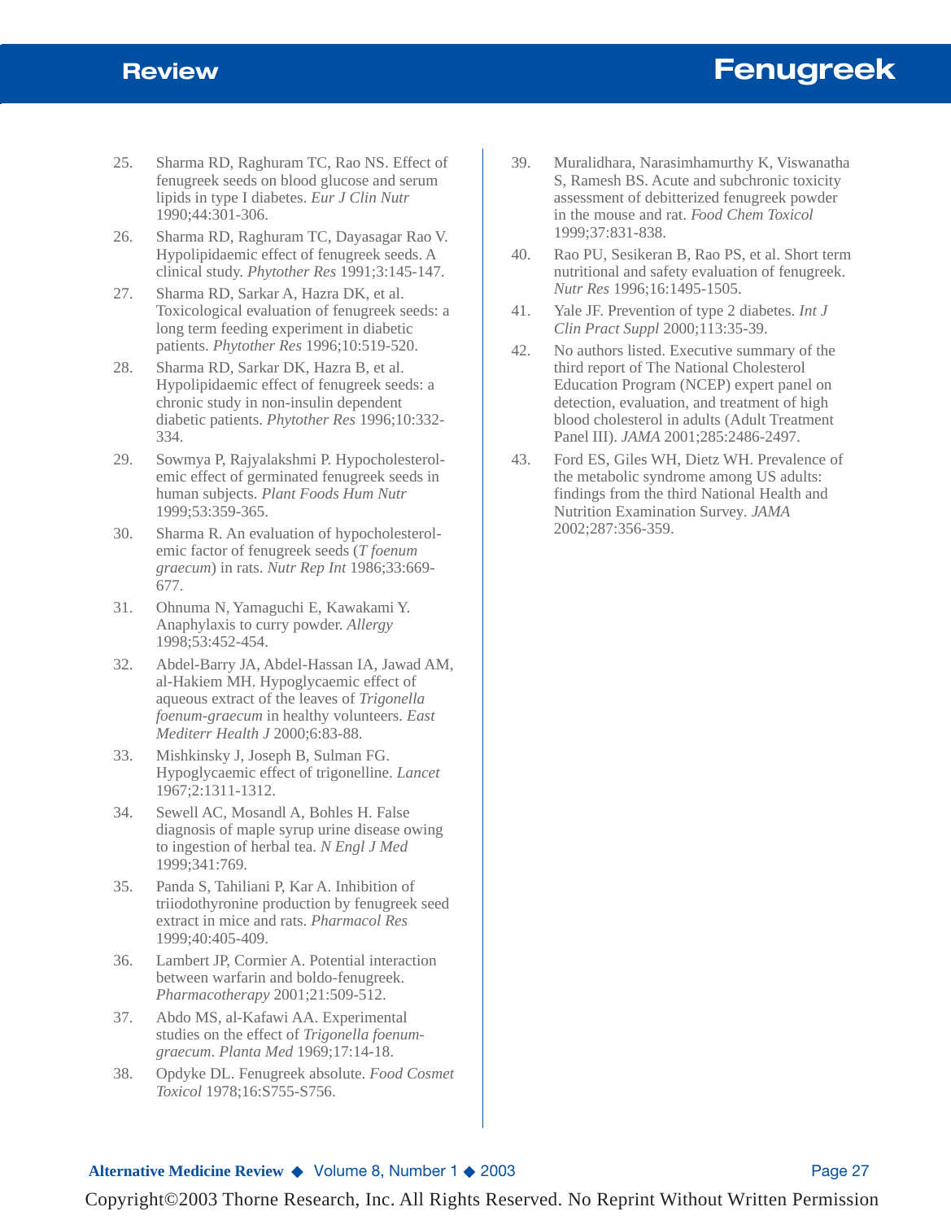25. Sharma RD, Raghuram TC, Rao NS. Effect of fenugreek seeds on blood glucose and serum lipids in type I diabetes. *Eur J Clin Nutr* 1990;44:301-306.
26. Sharma RD, Raghuram TC, Dayasagar Rao V. Hypolipidaemic effect of fenugreek seeds. A clinical study. *Phytother Res* 1991;3:145-147.
27. Sharma RD, Sarkar A, Hazra DK, et al. Toxicological evaluation of fenugreek seeds: a long term feeding experiment in diabetic patients. *Phytother Res* 1996;10:519-520.
28. Sharma RD, Sarkar DK, Hazra B, et al. Hypolipidaemic effect of fenugreek seeds: a chronic study in non-insulin dependent diabetic patients. *Phytother Res* 1996;10:332-334.
29. Sowmya P, Rajyalakshmi P. Hypocholesterolemic effect of germinated fenugreek seeds in human subjects. *Plant Foods Hum Nutr* 1999;53:359-365.
30. Sharma R. An evaluation of hypocholesterolemic factor of fenugreek seeds (*T foenum graecum*) in rats. *Nutr Rep Int* 1986;33:669-677.
31. Ohnuma N, Yamaguchi E, Kawakami Y. Anaphylaxis to curry powder. *Allergy* 1998;53:452-454.
32. Abdel-Barry JA, Abdel-Hassan IA, Jawad AM, al-Hakiem MH. Hypoglycaemic effect of aqueous extract of the leaves of *Trigonella foenum-graecum* in healthy volunteers. *East Mediterr Health J* 2000;6:83-88.
33. Mishkinsky J, Joseph B, Sulman FG. Hypoglycaemic effect of trigonelline. *Lancet* 1967;2:1311-1312.
34. Sewell AC, Mosandl A, Bohles H. False diagnosis of maple syrup urine disease owing to ingestion of herbal tea. *N Engl J Med* 1999;341:769.
35. Panda S, Tahiliani P, Kar A. Inhibition of triiodothyronine production by fenugreek seed extract in mice and rats. *Pharmacol Res* 1999;40:405-409.
36. Lambert JP, Cormier A. Potential interaction between warfarin and boldo-fenugreek. *Pharmacotherapy* 2001;21:509-512.
37. Abdo MS, al-Kafawi AA. Experimental studies on the effect of *Trigonella foenum-graecum*. *Planta Med* 1969;17:14-18.
38. Opdyke DL. Fenugreek absolute. *Food Cosmet Toxicol* 1978;16:S755-S756.
39. Muralidhara, Narasimhamurthy K, Viswanatha S, Ramesh BS. Acute and subchronic toxicity assessment of debitterized fenugreek powder in the mouse and rat. *Food Chem Toxicol* 1999;37:831-838.
40. Rao PU, Sesikeran B, Rao PS, et al. Short term nutritional and safety evaluation of fenugreek. *Nutr Res* 1996;16:1495-1505.
41. Yale JF. Prevention of type 2 diabetes. *Int J Clin Pract Suppl* 2000;113:35-39.
42. No authors listed. Executive summary of the third report of The National Cholesterol Education Program (NCEP) expert panel on detection, evaluation, and treatment of high blood cholesterol in adults (Adult Treatment Panel III). *JAMA* 2001;285:2486-2497.
43. Ford ES, Giles WH, Dietz WH. Prevalence of the metabolic syndrome among US adults: findings from the third National Health and Nutrition Examination Survey. *JAMA* 2002;287:356-359.

Copyright©2003 Thorne Research, Inc. All Rights Reserved. No Reprint Without Written Permission